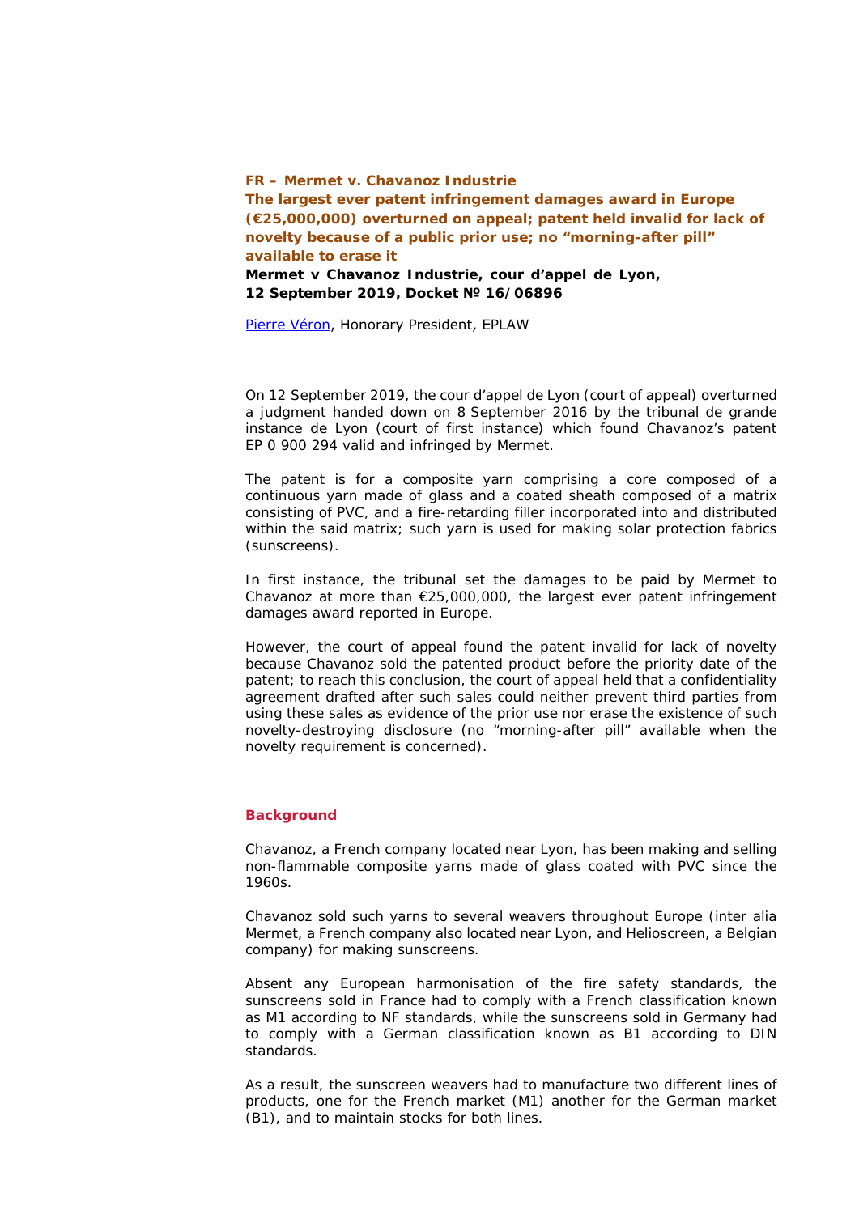**FR – Mermet v. Chavanoz Industrie**
**The largest ever patent infringement damages award in Europe (€25,000,000) overturned on appeal; patent held invalid for lack of novelty because of a public prior use; no "morning-after pill" available to erase it**

**Mermet v Chavanoz Industrie, cour d'appel de Lyon, 12 September 2019, Docket № 16/06896**

Pierre Véron, Honorary President, EPLAW

On 12 September 2019, the cour d'appel de Lyon (court of appeal) overturned a judgment handed down on 8 September 2016 by the tribunal de grande instance de Lyon (court of first instance) which found Chavanoz's patent EP 0 900 294 valid and infringed by Mermet.

The patent is for a composite yarn comprising a core composed of a continuous yarn made of glass and a coated sheath composed of a matrix consisting of PVC, and a fire-retarding filler incorporated into and distributed within the said matrix; such yarn is used for making solar protection fabrics (sunscreens).

In first instance, the tribunal set the damages to be paid by Mermet to Chavanoz at more than €25,000,000, the largest ever patent infringement damages award reported in Europe.

However, the court of appeal found the patent invalid for lack of novelty because Chavanoz sold the patented product before the priority date of the patent; to reach this conclusion, the court of appeal held that a confidentiality agreement drafted after such sales could neither prevent third parties from using these sales as evidence of the prior use nor erase the existence of such novelty-destroying disclosure (no "morning-after pill" available when the novelty requirement is concerned).

## Background

Chavanoz, a French company located near Lyon, has been making and selling non-flammable composite yarns made of glass coated with PVC since the 1960s.

Chavanoz sold such yarns to several weavers throughout Europe (inter alia Mermet, a French company also located near Lyon, and Helioscreen, a Belgian company) for making sunscreens.

Absent any European harmonisation of the fire safety standards, the sunscreens sold in France had to comply with a French classification known as M1 according to NF standards, while the sunscreens sold in Germany had to comply with a German classification known as B1 according to DIN standards.

As a result, the sunscreen weavers had to manufacture two different lines of products, one for the French market (M1) another for the German market (B1), and to maintain stocks for both lines.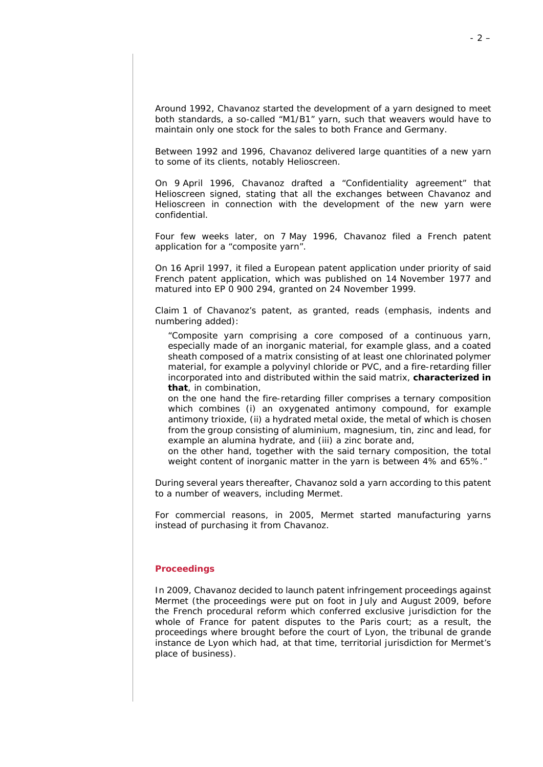Around 1992, Chavanoz started the development of a yarn designed to meet both standards, a so-called “M1/B1” yarn, such that weavers would have to maintain only one stock for the sales to both France and Germany.

Between 1992 and 1996, Chavanoz delivered large quantities of a new yarn to some of its clients, notably Helioscreen.

On 9 April 1996, Chavanoz drafted a “Confidentiality agreement” that Helioscreen signed, stating that all the exchanges between Chavanoz and Helioscreen in connection with the development of the new yarn were confidential.

Four few weeks later, on 7 May 1996, Chavanoz filed a French patent application for a “composite yarn”.

On 16 April 1997, it filed a European patent application under priority of said French patent application, which was published on 14 November 1977 and matured into EP 0 900 294, granted on 24 November 1999.

Claim 1 of Chavanoz’s patent, as granted, reads (emphasis, indents and numbering added):

> “Composite yarn comprising a core composed of a continuous yarn, especially made of an inorganic material, for example glass, and a coated sheath composed of a matrix consisting of at least one chlorinated polymer material, for example a polyvinyl chloride or PVC, and a fire-retarding filler incorporated into and distributed within the said matrix, **characterized in that**, in combination,
>
> on the one hand the fire-retarding filler comprises a ternary composition which combines (i) an oxygenated antimony compound, for example antimony trioxide, (ii) a hydrated metal oxide, the metal of which is chosen from the group consisting of aluminium, magnesium, tin, zinc and lead, for example an alumina hydrate, and (iii) a zinc borate and,
>
> on the other hand, together with the said ternary composition, the total weight content of inorganic matter in the yarn is between 4% and 65%.”

During several years thereafter, Chavanoz sold a yarn according to this patent to a number of weavers, including Mermet.

For commercial reasons, in 2005, Mermet started manufacturing yarns instead of purchasing it from Chavanoz.

## Proceedings

In 2009, Chavanoz decided to launch patent infringement proceedings against Mermet (the proceedings were put on foot in July and August 2009, before the French procedural reform which conferred exclusive jurisdiction for the whole of France for patent disputes to the Paris court; as a result, the proceedings where brought before the court of Lyon, the tribunal de grande instance de Lyon which had, at that time, territorial jurisdiction for Mermet’s place of business).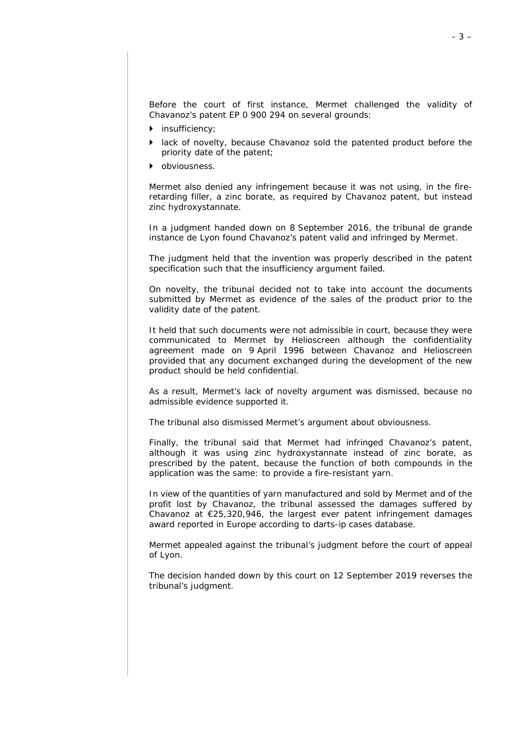Before the court of first instance, Mermet challenged the validity of Chavanoz's patent EP 0 900 294 on several grounds:

- insufficiency;
- lack of novelty, because Chavanoz sold the patented product before the priority date of the patent;
- obviousness.

Mermet also denied any infringement because it was not using, in the fire-retarding filler, a zinc borate, as required by Chavanoz patent, but instead zinc hydroxystannate.

In a judgment handed down on 8 September 2016, the tribunal de grande instance de Lyon found Chavanoz's patent valid and infringed by Mermet.

The judgment held that the invention was properly described in the patent specification such that the insufficiency argument failed.

On novelty, the tribunal decided not to take into account the documents submitted by Mermet as evidence of the sales of the product prior to the validity date of the patent.

It held that such documents were not admissible in court, because they were communicated to Mermet by Helioscreen although the confidentiality agreement made on 9 April 1996 between Chavanoz and Helioscreen provided that any document exchanged during the development of the new product should be held confidential.

As a result, Mermet's lack of novelty argument was dismissed, because no admissible evidence supported it.

The tribunal also dismissed Mermet's argument about obviousness.

Finally, the tribunal said that Mermet had infringed Chavanoz's patent, although it was using zinc hydroxystannate instead of zinc borate, as prescribed by the patent, because the function of both compounds in the application was the same: to provide a fire-resistant yarn.

In view of the quantities of yarn manufactured and sold by Mermet and of the profit lost by Chavanoz, the tribunal assessed the damages suffered by Chavanoz at €25,320,946, the largest ever patent infringement damages award reported in Europe according to darts-ip cases database.

Mermet appealed against the tribunal's judgment before the court of appeal of Lyon.

The decision handed down by this court on 12 September 2019 reverses the tribunal's judgment.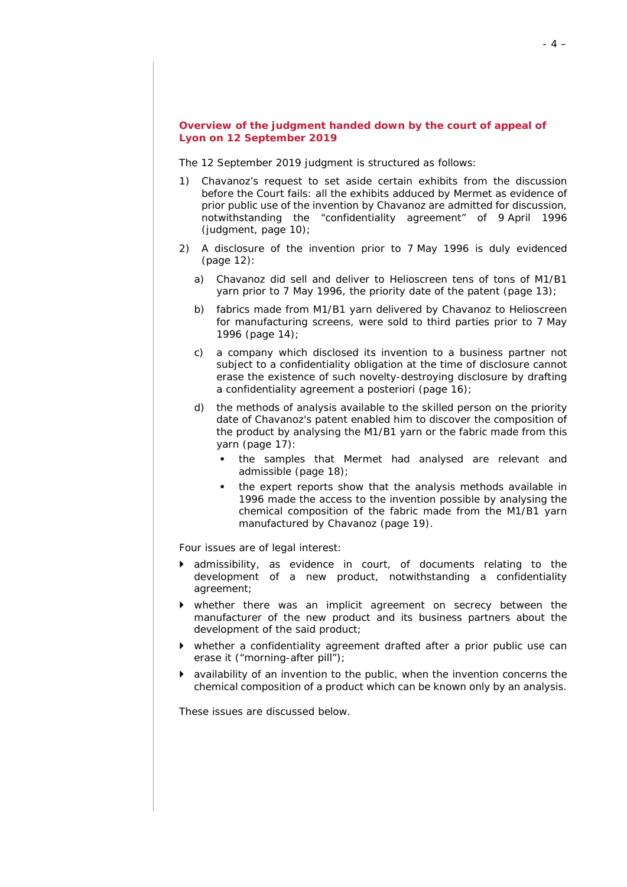## Overview of the judgment handed down by the court of appeal of Lyon on 12 September 2019

The 12 September 2019 judgment is structured as follows:

1) Chavanoz's request to set aside certain exhibits from the discussion before the Court fails: all the exhibits adduced by Mermet as evidence of prior public use of the invention by Chavanoz are admitted for discussion, notwithstanding the "confidentiality agreement" of 9 April 1996 (judgment, page 10);

2) A disclosure of the invention prior to 7 May 1996 is duly evidenced (page 12):

   a) Chavanoz did sell and deliver to Helioscreen tens of tons of M1/B1 yarn prior to 7 May 1996, the priority date of the patent (page 13);

   b) fabrics made from M1/B1 yarn delivered by Chavanoz to Helioscreen for manufacturing screens, were sold to third parties prior to 7 May 1996 (page 14);

   c) a company which disclosed its invention to a business partner not subject to a confidentiality obligation at the time of disclosure cannot erase the existence of such novelty-destroying disclosure by drafting a confidentiality agreement a posteriori (page 16);

   d) the methods of analysis available to the skilled person on the priority date of Chavanoz's patent enabled him to discover the composition of the product by analysing the M1/B1 yarn or the fabric made from this yarn (page 17):

      - the samples that Mermet had analysed are relevant and admissible (page 18);
      - the expert reports show that the analysis methods available in 1996 made the access to the invention possible by analysing the chemical composition of the fabric made from the M1/B1 yarn manufactured by Chavanoz (page 19).

Four issues are of legal interest:

- admissibility, as evidence in court, of documents relating to the development of a new product, notwithstanding a confidentiality agreement;
- whether there was an implicit agreement on secrecy between the manufacturer of the new product and its business partners about the development of the said product;
- whether a confidentiality agreement drafted after a prior public use can erase it ("morning-after pill");
- availability of an invention to the public, when the invention concerns the chemical composition of a product which can be known only by an analysis.

These issues are discussed below.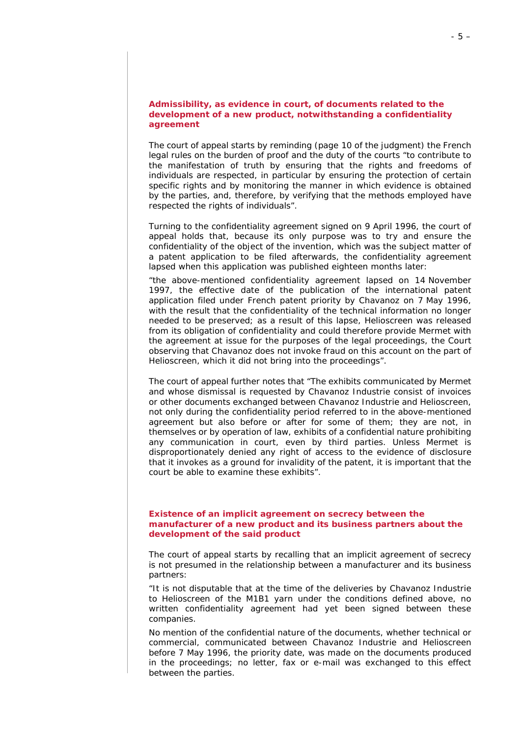## Admissibility, as evidence in court, of documents related to the development of a new product, notwithstanding a confidentiality agreement

The court of appeal starts by reminding (page 10 of the judgment) the French legal rules on the burden of proof and the duty of the courts "to contribute to the manifestation of truth by ensuring that the rights and freedoms of individuals are respected, in particular by ensuring the protection of certain specific rights and by monitoring the manner in which evidence is obtained by the parties, and, therefore, by verifying that the methods employed have respected the rights of individuals".

Turning to the confidentiality agreement signed on 9 April 1996, the court of appeal holds that, because its only purpose was to try and ensure the confidentiality of the object of the invention, which was the subject matter of a patent application to be filed afterwards, the confidentiality agreement lapsed when this application was published eighteen months later:

"the above-mentioned confidentiality agreement lapsed on 14 November 1997, the effective date of the publication of the international patent application filed under French patent priority by Chavanoz on 7 May 1996, with the result that the confidentiality of the technical information no longer needed to be preserved; as a result of this lapse, Helioscreen was released from its obligation of confidentiality and could therefore provide Mermet with the agreement at issue for the purposes of the legal proceedings, the Court observing that Chavanoz does not invoke fraud on this account on the part of Helioscreen, which it did not bring into the proceedings".

The court of appeal further notes that "The exhibits communicated by Mermet and whose dismissal is requested by Chavanoz Industrie consist of invoices or other documents exchanged between Chavanoz Industrie and Helioscreen, not only during the confidentiality period referred to in the above-mentioned agreement but also before or after for some of them; they are not, in themselves or by operation of law, exhibits of a confidential nature prohibiting any communication in court, even by third parties. Unless Mermet is disproportionately denied any right of access to the evidence of disclosure that it invokes as a ground for invalidity of the patent, it is important that the court be able to examine these exhibits".

## Existence of an implicit agreement on secrecy between the manufacturer of a new product and its business partners about the development of the said product

The court of appeal starts by recalling that an implicit agreement of secrecy is not presumed in the relationship between a manufacturer and its business partners:

"It is not disputable that at the time of the deliveries by Chavanoz Industrie to Helioscreen of the M1B1 yarn under the conditions defined above, no written confidentiality agreement had yet been signed between these companies.

No mention of the confidential nature of the documents, whether technical or commercial, communicated between Chavanoz Industrie and Helioscreen before 7 May 1996, the priority date, was made on the documents produced in the proceedings; no letter, fax or e-mail was exchanged to this effect between the parties.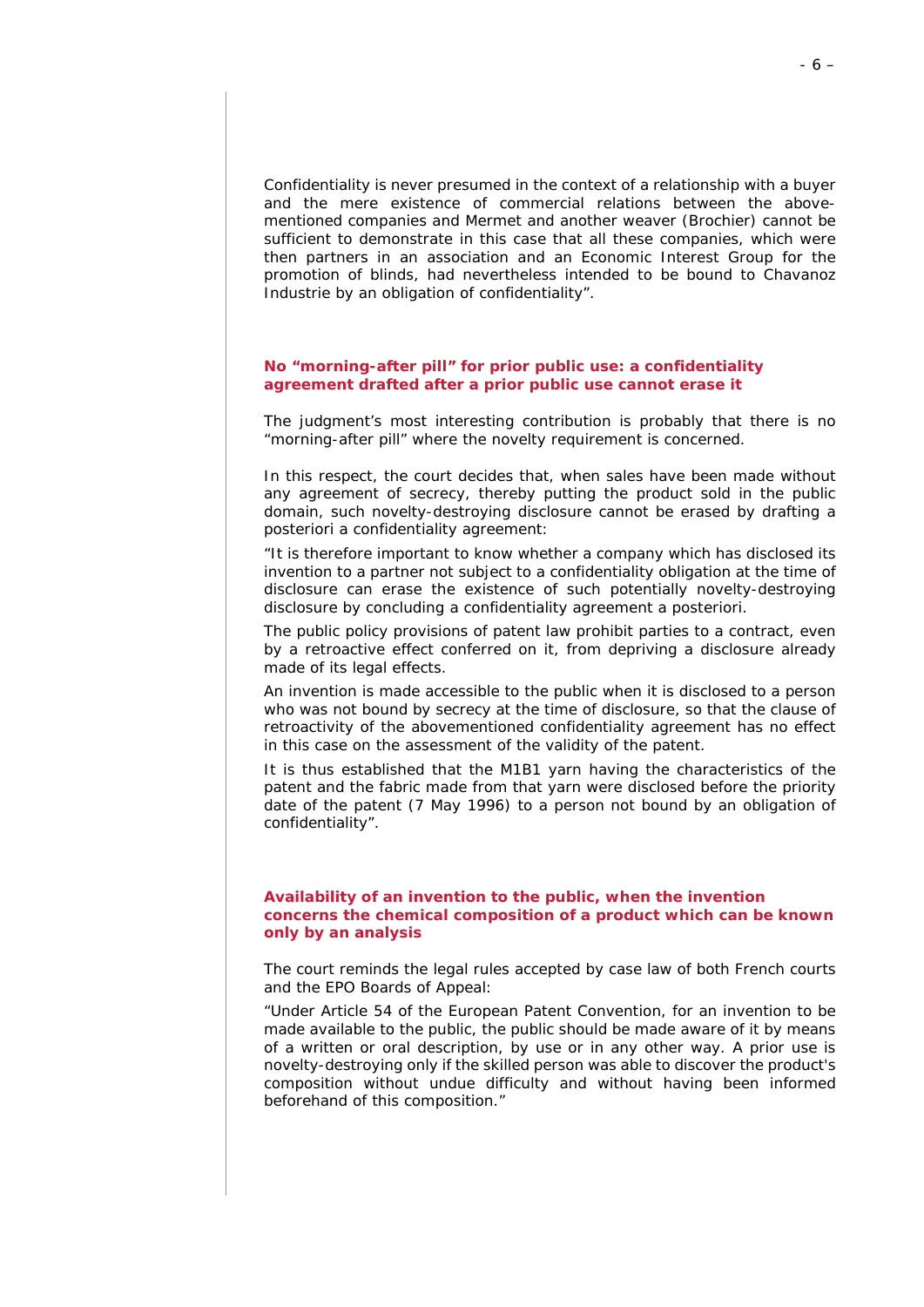Confidentiality is never presumed in the context of a relationship with a buyer and the mere existence of commercial relations between the above-mentioned companies and Mermet and another weaver (Brochier) cannot be sufficient to demonstrate in this case that all these companies, which were then partners in an association and an Economic Interest Group for the promotion of blinds, had nevertheless intended to be bound to Chavanoz Industrie by an obligation of confidentiality".

## No "morning-after pill" for prior public use: a confidentiality agreement drafted after a prior public use cannot erase it

The judgment's most interesting contribution is probably that there is no "morning-after pill" where the novelty requirement is concerned.

In this respect, the court decides that, when sales have been made without any agreement of secrecy, thereby putting the product sold in the public domain, such novelty-destroying disclosure cannot be erased by drafting *a posteriori* a confidentiality agreement:

"It is therefore important to know whether a company which has disclosed its invention to a partner not subject to a confidentiality obligation at the time of disclosure can erase the existence of such potentially novelty-destroying disclosure by concluding a confidentiality agreement a posteriori.

The public policy provisions of patent law prohibit parties to a contract, even by a retroactive effect conferred on it, from depriving a disclosure already made of its legal effects.

An invention is made accessible to the public when it is disclosed to a person who was not bound by secrecy at the time of disclosure, so that the clause of retroactivity of the abovementioned confidentiality agreement has no effect in this case on the assessment of the validity of the patent.

It is thus established that the M1B1 yarn having the characteristics of the patent and the fabric made from that yarn were disclosed before the priority date of the patent (7 May 1996) to a person not bound by an obligation of confidentiality".

## Availability of an invention to the public, when the invention concerns the chemical composition of a product which can be known only by an analysis

The court reminds the legal rules accepted by case law of both French courts and the EPO Boards of Appeal:

"Under Article 54 of the European Patent Convention, for an invention to be made available to the public, the public should be made aware of it by means of a written or oral description, by use or in any other way. A prior use is novelty-destroying only if the skilled person was able to discover the product's composition without undue difficulty and without having been informed beforehand of this composition."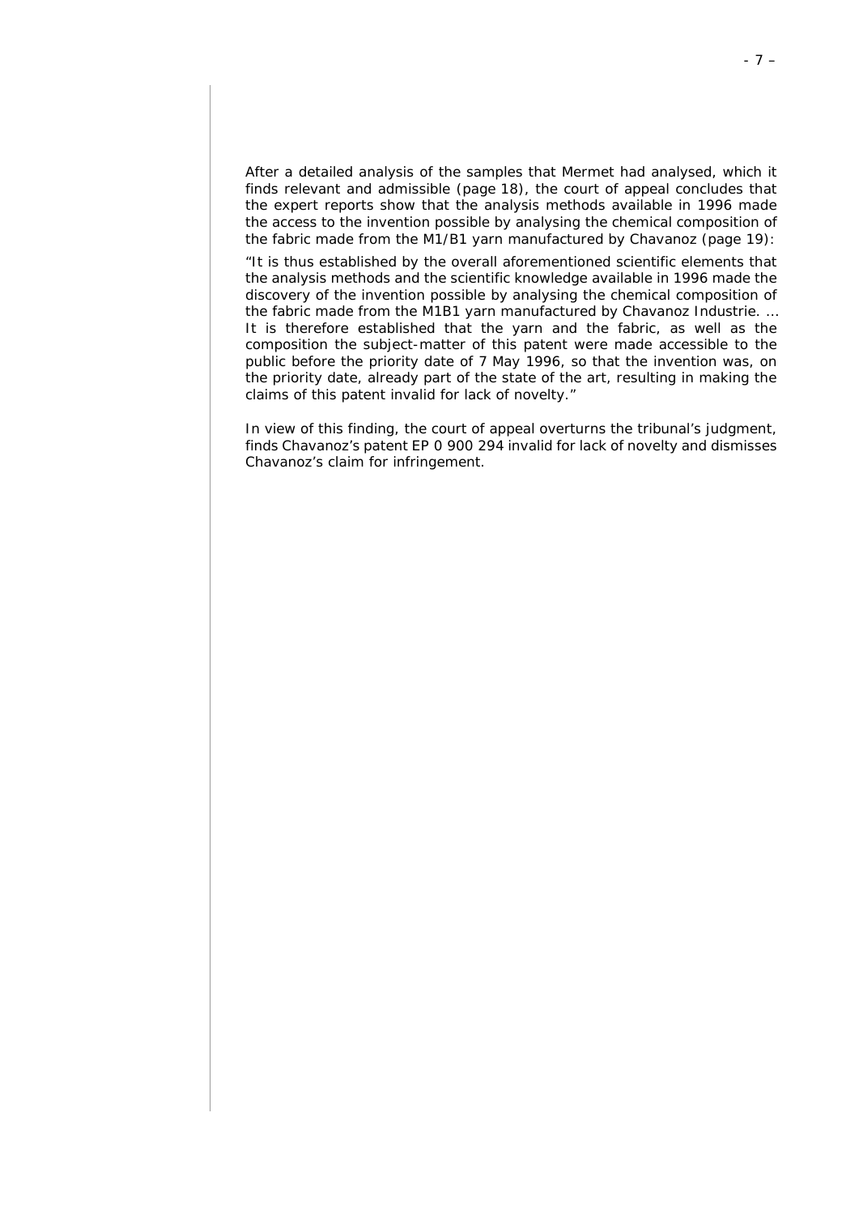After a detailed analysis of the samples that Mermet had analysed, which it finds relevant and admissible (page 18), the court of appeal concludes that the expert reports show that the analysis methods available in 1996 made the access to the invention possible by analysing the chemical composition of the fabric made from the M1/B1 yarn manufactured by Chavanoz (page 19):

"It is thus established by the overall aforementioned scientific elements that the analysis methods and the scientific knowledge available in 1996 made the discovery of the invention possible by analysing the chemical composition of the fabric made from the M1B1 yarn manufactured by Chavanoz Industrie. … It is therefore established that the yarn and the fabric, as well as the composition the subject-matter of this patent were made accessible to the public before the priority date of 7 May 1996, so that the invention was, on the priority date, already part of the state of the art, resulting in making the claims of this patent invalid for lack of novelty."

In view of this finding, the court of appeal overturns the tribunal's judgment, finds Chavanoz's patent EP 0 900 294 invalid for lack of novelty and dismisses Chavanoz's claim for infringement.